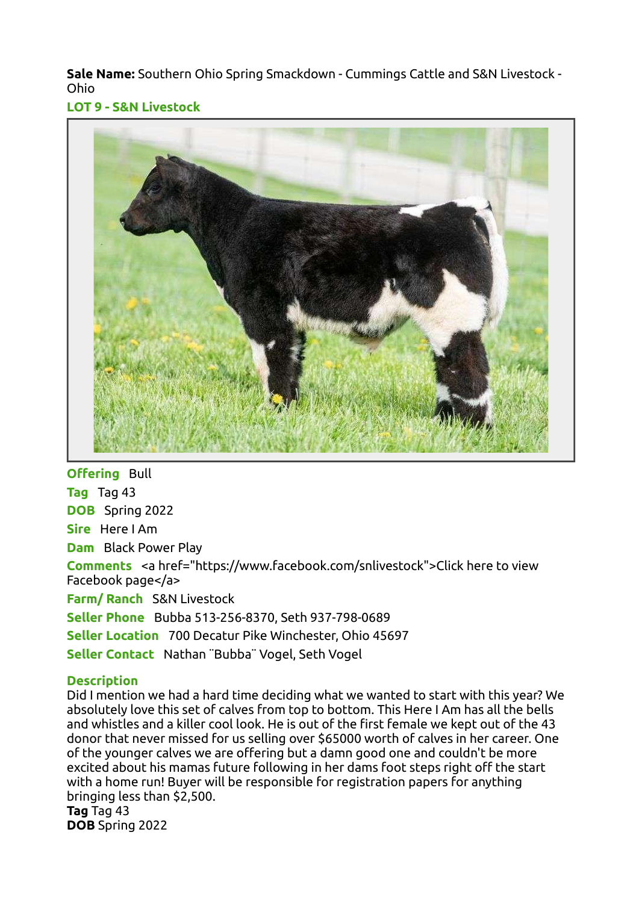**Sale Name:** Southern Ohio Spring Smackdown - Cummings Cattle and S&N Livestock - Ohio

**LOT 9 - S&N Livestock**

**Offering** Bull

**Tag** Tag 43

**DOB** Spring 2022

**Sire** Here I Am

**Dam** Black Power Play

**Comments** <a href="https://www.facebook.com/snlivestock">Click here to view Facebook page</a>

**Farm/ Ranch** S&N Livestock

**Seller Phone** Bubba 513-256-8370, Seth 937-798-0689

**Seller Location** 700 Decatur Pike Winchester, Ohio 45697

**Seller Contact** Nathan ¨Bubba¨ Vogel, Seth Vogel

**Description**

Did I mention we had a hard time deciding what we wanted to start with this year? We absolutely love this set of calves from top to bottom. This Here I Am has all the bells and whistles and a killer cool look. He is out of the first female we kept out of the 43 donor that never missed for us selling over $65000 worth of calves in her career. One of the younger calves we are offering but a damn good one and couldn't be more excited about his mamas future following in her dams foot steps right off the start with a home run! Buyer will be responsible for registration papers for anything bringing less than $2,500.

**Tag** Tag 43

**DOB** Spring 2022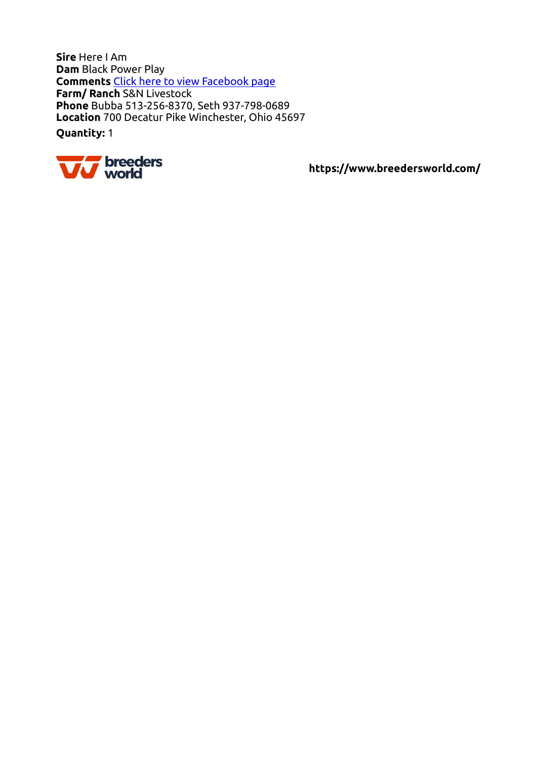**Sire** Here I Am
**Dam** Black Power Play
**Comments** Click here to view Facebook page
**Farm/ Ranch** S&N Livestock
**Phone** Bubba 513-256-8370, Seth 937-798-0689
**Location** 700 Decatur Pike Winchester, Ohio 45697

**Quantity:** 1

breeders world

**https://www.breedersworld.com/**